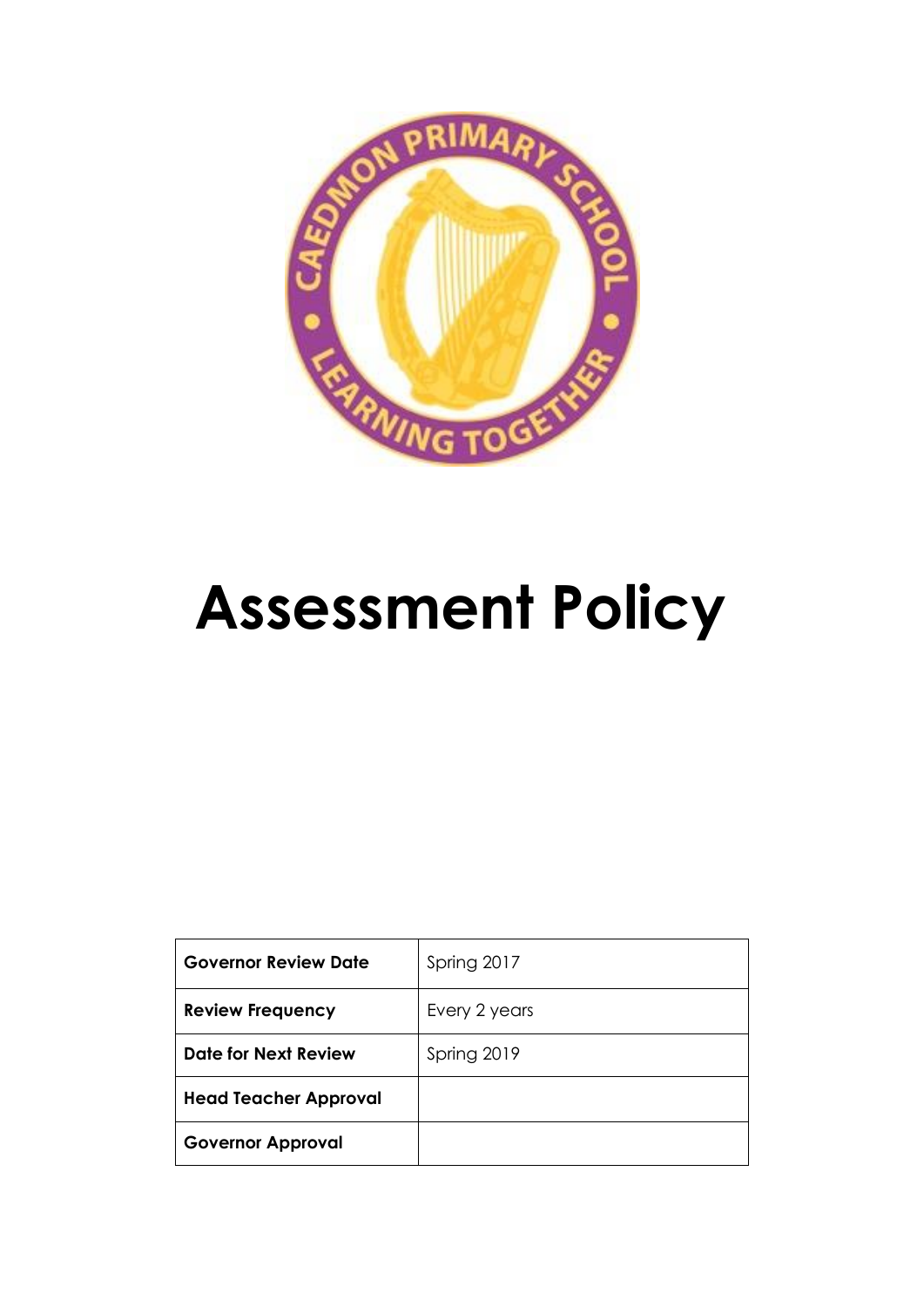# Assessment Policy

| Governor Review Date | Spring 2017 |
|---|---|
| Review Frequency | Every 2 years |
| Date for Next Review | Spring 2019 |
| Head Teacher Approval | |
| Governor Approval | |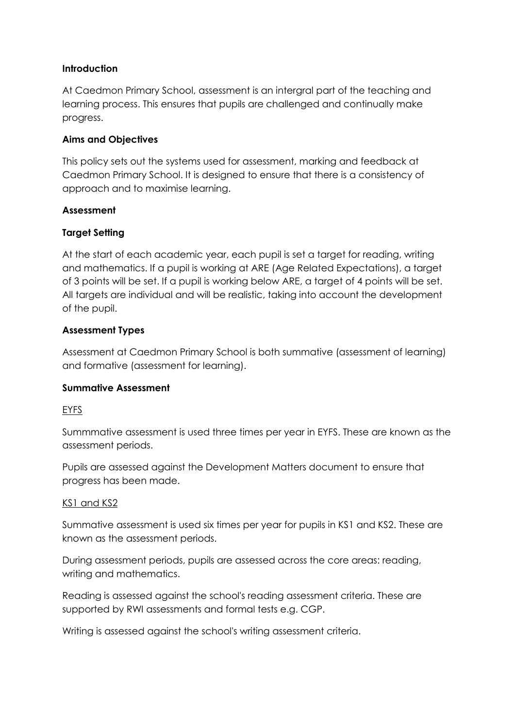## Introduction

At Caedmon Primary School, assessment is an intergral part of the teaching and learning process. This ensures that pupils are challenged and continually make progress.

## Aims and Objectives

This policy sets out the systems used for assessment, marking and feedback at Caedmon Primary School. It is designed to ensure that there is a consistency of approach and to maximise learning.

## Assessment

### Target Setting

At the start of each academic year, each pupil is set a target for reading, writing and mathematics. If a pupil is working at ARE (Age Related Expectations), a target of 3 points will be set. If a pupil is working below ARE, a target of 4 points will be set. All targets are individual and will be realistic, taking into account the development of the pupil.

### Assessment Types

Assessment at Caedmon Primary School is both summative (assessment of learning) and formative (assessment for learning).

### Summative Assessment

<u>EYFS</u>

Summmative assessment is used three times per year in EYFS. These are known as the assessment periods.

Pupils are assessed against the Development Matters document to ensure that progress has been made.

<u>KS1 and KS2</u>

Summative assessment is used six times per year for pupils in KS1 and KS2. These are known as the assessment periods.

During assessment periods, pupils are assessed across the core areas: reading, writing and mathematics.

Reading is assessed against the school's reading assessment criteria. These are supported by RWI assessments and formal tests e.g. CGP.

Writing is assessed against the school's writing assessment criteria.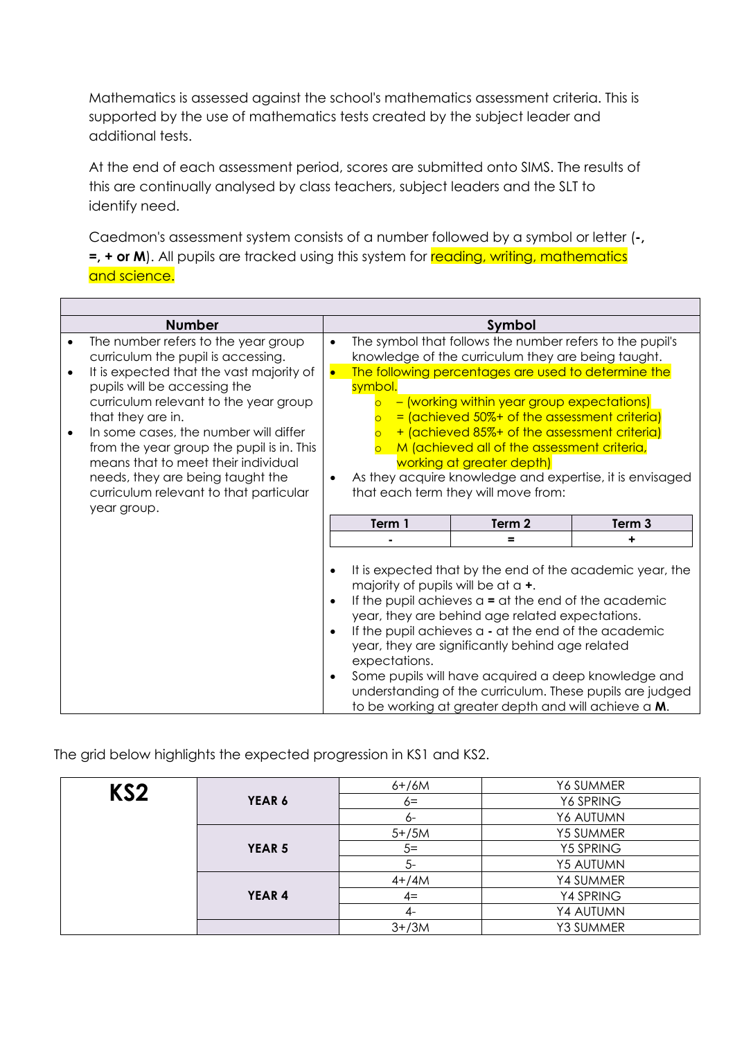Mathematics is assessed against the school's mathematics assessment criteria. This is supported by the use of mathematics tests created by the subject leader and additional tests.

At the end of each assessment period, scores are submitted onto SIMS. The results of this are continually analysed by class teachers, subject leaders and the SLT to identify need.

Caedmon's assessment system consists of a number followed by a symbol or letter (**-, =, + or M**). All pupils are tracked using this system for reading, writing, mathematics and science.

| Number | Symbol |
|---|---|
| • The number refers to the year group curriculum the pupil is accessing.<br>• It is expected that the vast majority of pupils will be accessing the curriculum relevant to the year group that they are in.<br>• In some cases, the number will differ from the year group the pupil is in. This means that to meet their individual needs, they are being taught the curriculum relevant to that particular year group. | • The symbol that follows the number refers to the pupil's knowledge of the curriculum they are being taught.<br>• The following percentages are used to determine the symbol.<br>  ◦ – (working within year group expectations)<br>  ◦ = (achieved 50%+ of the assessment criteria)<br>  ◦ + (achieved 85%+ of the assessment criteria)<br>  ◦ M (achieved all of the assessment criteria, working at greater depth)<br>• As they acquire knowledge and expertise, it is envisaged that each term they will move from:<br><br>Term 1: **-** → Term 2: **=** → Term 3: **+**<br><br>• It is expected that by the end of the academic year, the majority of pupils will be at a **+**.<br>• If the pupil achieves a **=** at the end of the academic year, they are behind age related expectations.<br>• If the pupil achieves a **-** at the end of the academic year, they are significantly behind age related expectations.<br>• Some pupils will have acquired a deep knowledge and understanding of the curriculum. These pupils are judged to be working at greater depth and will achieve a **M**. |

The grid below highlights the expected progression in KS1 and KS2.

| | | | |
|---|---|---|---|
| **KS2** | **YEAR 6** | 6+/6M | Y6 SUMMER |
| | | 6= | Y6 SPRING |
| | | 6- | Y6 AUTUMN |
| | **YEAR 5** | 5+/5M | Y5 SUMMER |
| | | 5= | Y5 SPRING |
| | | 5- | Y5 AUTUMN |
| | **YEAR 4** | 4+/4M | Y4 SUMMER |
| | | 4= | Y4 SPRING |
| | | 4- | Y4 AUTUMN |
| | | 3+/3M | Y3 SUMMER |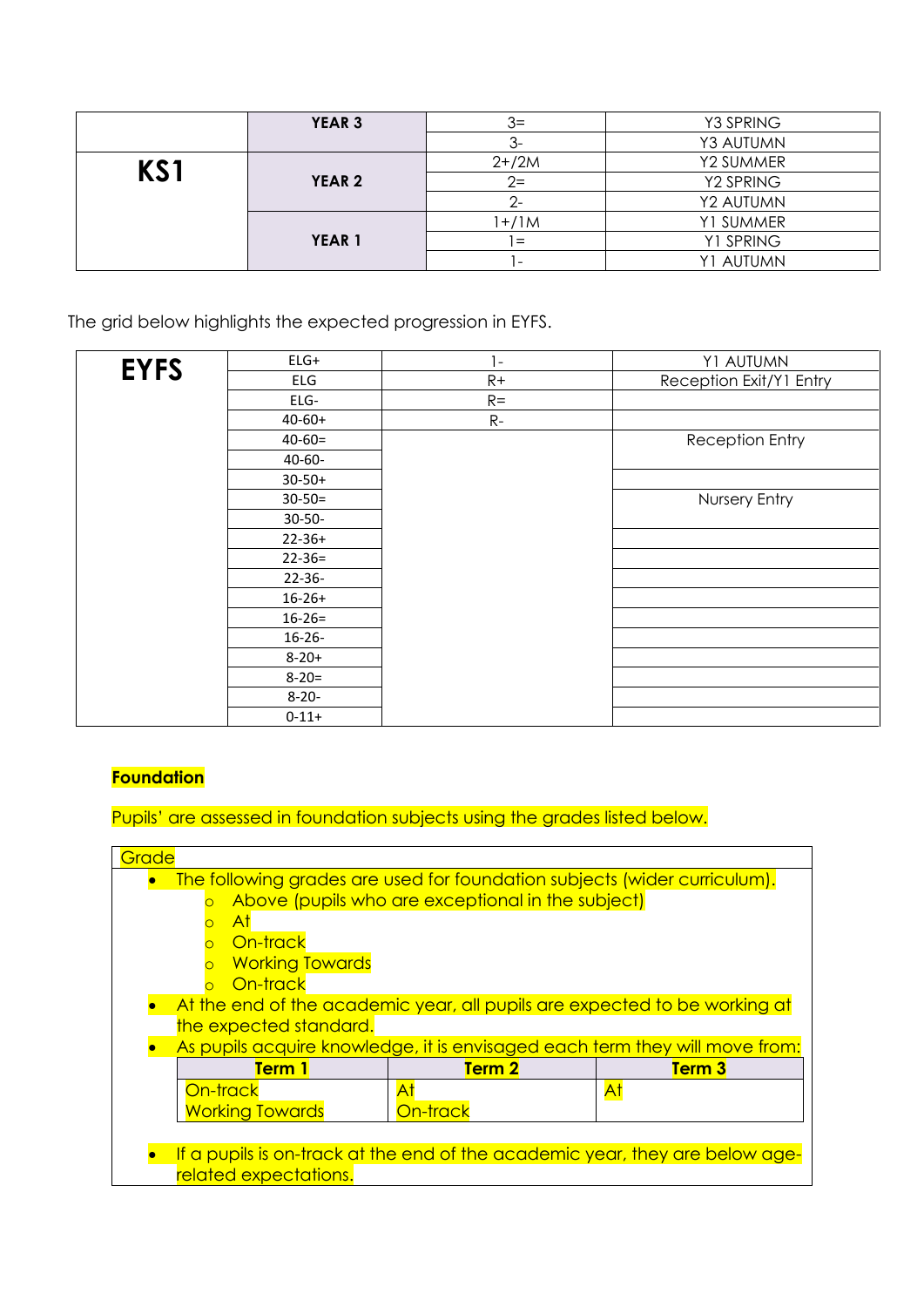|  | YEAR 3 | 3= | Y3 SPRING |
|---|---|---|---|
|  |  | 3- | Y3 AUTUMN |
| **KS1** | YEAR 2 | 2+/2M | Y2 SUMMER |
|  |  | 2= | Y2 SPRING |
|  |  | 2- | Y2 AUTUMN |
|  | YEAR 1 | 1+/1M | Y1 SUMMER |
|  |  | 1= | Y1 SPRING |
|  |  | 1- | Y1 AUTUMN |

The grid below highlights the expected progression in EYFS.

| **EYFS** | ELG+ | 1- | Y1 AUTUMN |
|---|---|---|---|
|  | ELG | R+ | Reception Exit/Y1 Entry |
|  | ELG- | R= |  |
|  | 40-60+ | R- |  |
|  | 40-60= |  | Reception Entry |
|  | 40-60- |  |  |
|  | 30-50+ |  |  |
|  | 30-50= |  | Nursery Entry |
|  | 30-50- |  |  |
|  | 22-36+ |  |  |
|  | 22-36= |  |  |
|  | 22-36- |  |  |
|  | 16-26+ |  |  |
|  | 16-26= |  |  |
|  | 16-26- |  |  |
|  | 8-20+ |  |  |
|  | 8-20= |  |  |
|  | 8-20- |  |  |
|  | 0-11+ |  |  |

**Foundation**

Pupils' are assessed in foundation subjects using the grades listed below.

Grade

- The following grades are used for foundation subjects (wider curriculum).
  - Above (pupils who are exceptional in the subject)
  - At
  - On-track
  - Working Towards
  - On-track
- At the end of the academic year, all pupils are expected to be working at the expected standard.
- As pupils acquire knowledge, it is envisaged each term they will move from:

| Term 1 | Term 2 | Term 3 |
|---|---|---|
| On-track<br>Working Towards | At<br>On-track | At |

- If a pupils is on-track at the end of the academic year, they are below age-related expectations.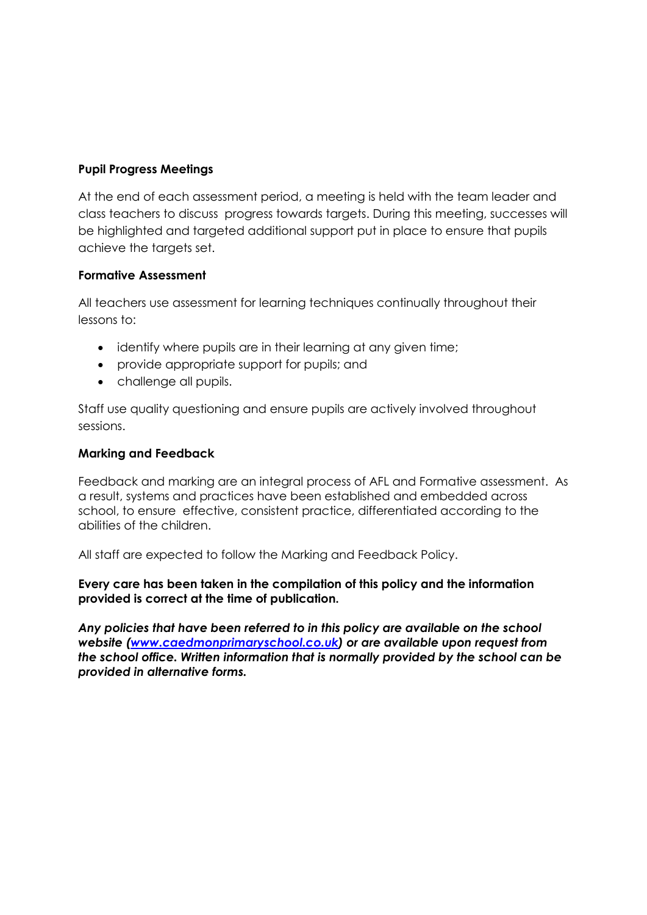**Pupil Progress Meetings**

At the end of each assessment period, a meeting is held with the team leader and class teachers to discuss progress towards targets. During this meeting, successes will be highlighted and targeted additional support put in place to ensure that pupils achieve the targets set.

**Formative Assessment**

All teachers use assessment for learning techniques continually throughout their lessons to:

- identify where pupils are in their learning at any given time;
- provide appropriate support for pupils; and
- challenge all pupils.

Staff use quality questioning and ensure pupils are actively involved throughout sessions.

**Marking and Feedback**

Feedback and marking are an integral process of AFL and Formative assessment. As a result, systems and practices have been established and embedded across school, to ensure effective, consistent practice, differentiated according to the abilities of the children.

All staff are expected to follow the Marking and Feedback Policy.

**Every care has been taken in the compilation of this policy and the information provided is correct at the time of publication.**

***Any policies that have been referred to in this policy are available on the school website ([www.caedmonprimaryschool.co.uk](http://www.caedmonprimaryschool.co.uk)) or are available upon request from the school office. Written information that is normally provided by the school can be provided in alternative forms.***